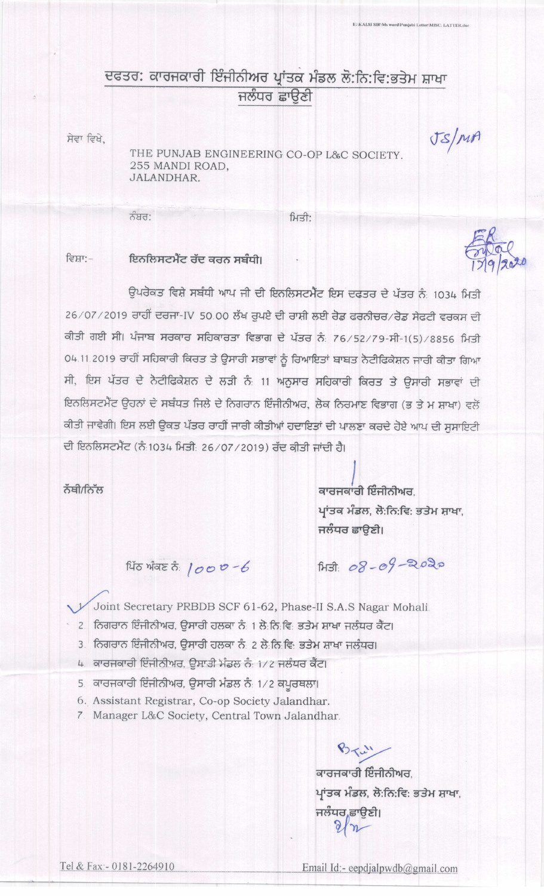E:\KALSI SIR\Ms word\Punjabi Letter\MISC. LATTER.doc

## ਦਫਤਰ: ਕਾਰਜਕਾਰੀ ਇੰਜੀਨੀਅਰ ਪ੍ਰਾਂਤਕ ਮੰਡਲ ਲੋ:ਨਿ:ਵਿ:ਭਤੇਮ ਸ਼ਾਖਾ ਜਲੰਧਰ ਛਾਉਣੀ

ਸੇਵਾ ਵਿਖੇ,

THE PUNJAB ENGINEERING CO-OP L&C SOCIETY.
255 MANDI ROAD,
JALANDHAR.

JS/MA

ਨੰਬਰ: ਮਿਤੀ:

ER
17/9/2020

ਵਿਸ਼ਾ:- **ਇਨਲਿਸਟਮੈਂਟ ਰੱਦ ਕਰਨ ਸਬੰਧੀ।**

ਉਪਰੋਕਤ ਵਿਸ਼ੇ ਸਬੰਧੀ ਆਪ ਜੀ ਦੀ ਇਨਲਿਸਟਮੈਂਟ ਇਸ ਦਫਤਰ ਦੇ ਪੱਤਰ ਨੰ: 1034 ਮਿਤੀ 26/07/2019 ਰਾਹੀਂ ਦਰਜਾ-IV 50.00 ਲੱਖ ਰੁਪਏ ਦੀ ਰਾਸ਼ੀ ਲਈ ਰੋਡ ਫਰਨੀਚਰ/ਰੋਡ ਸੇਫਟੀ ਵਰਕਸ ਦੀ ਕੀਤੀ ਗਈ ਸੀ। ਪੰਜਾਬ ਸਰਕਾਰ ਸਹਿਕਾਰਤਾ ਵਿਭਾਗ ਦੇ ਪੱਤਰ ਨੰ: 76/52/79-ਸੀ-1(5)/8856 ਮਿਤੀ 04.11.2019 ਰਾਹੀਂ ਸਹਿਕਾਰੀ ਕਿਰਤ ਤੇ ਉਸਾਰੀ ਸਭਾਵਾਂ ਨੂੰ ਰਿਆਇਤਾਂ ਬਾਬਤ ਨੋਟੀਫਿਕੇਸ਼ਨ ਜਾਰੀ ਕੀਤਾ ਗਿਆ ਸੀ, ਇਸ ਪੱਤਰ ਦੇ ਨੋਟੀਫਿਕੇਸ਼ਨ ਦੇ ਲੜੀ ਨੰ: 11 ਅਨੁਸਾਰ ਸਹਿਕਾਰੀ ਕਿਰਤ ਤੇ ਉਸਾਰੀ ਸਭਾਵਾਂ ਦੀ ਇਨਲਿਸਟਮੈਂਟ ਉਹਨਾਂ ਦੇ ਸਬੰਧਤ ਜਿਲੇ ਦੇ ਨਿਗਰਾਨ ਇੰਜੀਨੀਅਰ, ਲੋਕ ਨਿਰਮਾਣ ਵਿਭਾਗ (ਭ ਤੇ ਮ ਸ਼ਾਖਾ) ਵਲੋਂ ਕੀਤੀ ਜਾਵੇਗੀ। ਇਸ ਲਈ ਉਕਤ ਪੱਤਰ ਰਾਹੀਂ ਜਾਰੀ ਕੀਤੀਆਂ ਹਦਾਇਤਾਂ ਦੀ ਪਾਲਣਾ ਕਰਦੇ ਹੋਏ ਆਪ ਦੀ ਸੁਸਾਇਟੀ ਦੀ ਇਨਲਿਸਟਮੈਂਟ (ਨੰ:1034 ਮਿਤੀ: 26/07/2019) ਰੱਦ ਕੀਤੀ ਜਾਂਦੀ ਹੈ।

ਨੱਥੀ/ਨਿੱਲ

ਕਾਰਜਕਾਰੀ ਇੰਜੀਨੀਅਰ,
ਪ੍ਰਾਂਤਕ ਮੰਡਲ, ਲੋ:ਨਿ:ਵਿ: ਭਤੇਮ ਸ਼ਾਖਾ,
ਜਲੰਧਰ ਛਾਉਣੀ।

ਪਿੱਠ ਅੰਕਣ ਨੰ: 1000-6 ਮਿਤੀ: 08-09-2020

1. Joint Secretary PRBDB SCF 61-62, Phase-II S.A.S Nagar Mohali.
2. ਨਿਗਰਾਨ ਇੰਜੀਨੀਅਰ, ਉਸਾਰੀ ਹਲਕਾ ਨੰ: 1 ਲੋ:ਨਿ:ਵਿ: ਭਤੇਮ ਸ਼ਾਖਾ ਜਲੰਧਰ ਕੈਂਟ।
3. ਨਿਗਰਾਨ ਇੰਜੀਨੀਅਰ, ਉਸਾਰੀ ਹਲਕਾ ਨੰ: 2 ਲੋ:ਨਿ:ਵਿ: ਭਤੇਮ ਸ਼ਾਖਾ ਜਲੰਧਰ।
4. ਕਾਰਜਕਾਰੀ ਇੰਜੀਨੀਅਰ, ਉਸਾਰੀ ਮੰਡਲ ਨੰ: 1/2 ਜਲੰਧਰ ਕੈਂਟ।
5. ਕਾਰਜਕਾਰੀ ਇੰਜੀਨੀਅਰ, ਉਸਾਰੀ ਮੰਡਲ ਨੰ: 1/2 ਕਪੂਰਥਲਾ।
6. Assistant Registrar, Co-op Society Jalandhar.
7. Manager L&C Society, Central Town Jalandhar.

ਕਾਰਜਕਾਰੀ ਇੰਜੀਨੀਅਰ,
ਪ੍ਰਾਂਤਕ ਮੰਡਲ, ਲੋ:ਨਿ:ਵਿ: ਭਤੇਮ ਸ਼ਾਖਾ,
ਜਲੰਧਰ ਛਾਉਣੀ।

Tel & Fax:- 0181-2264910 Email Id:- eepdjalpwdb@gmail.com